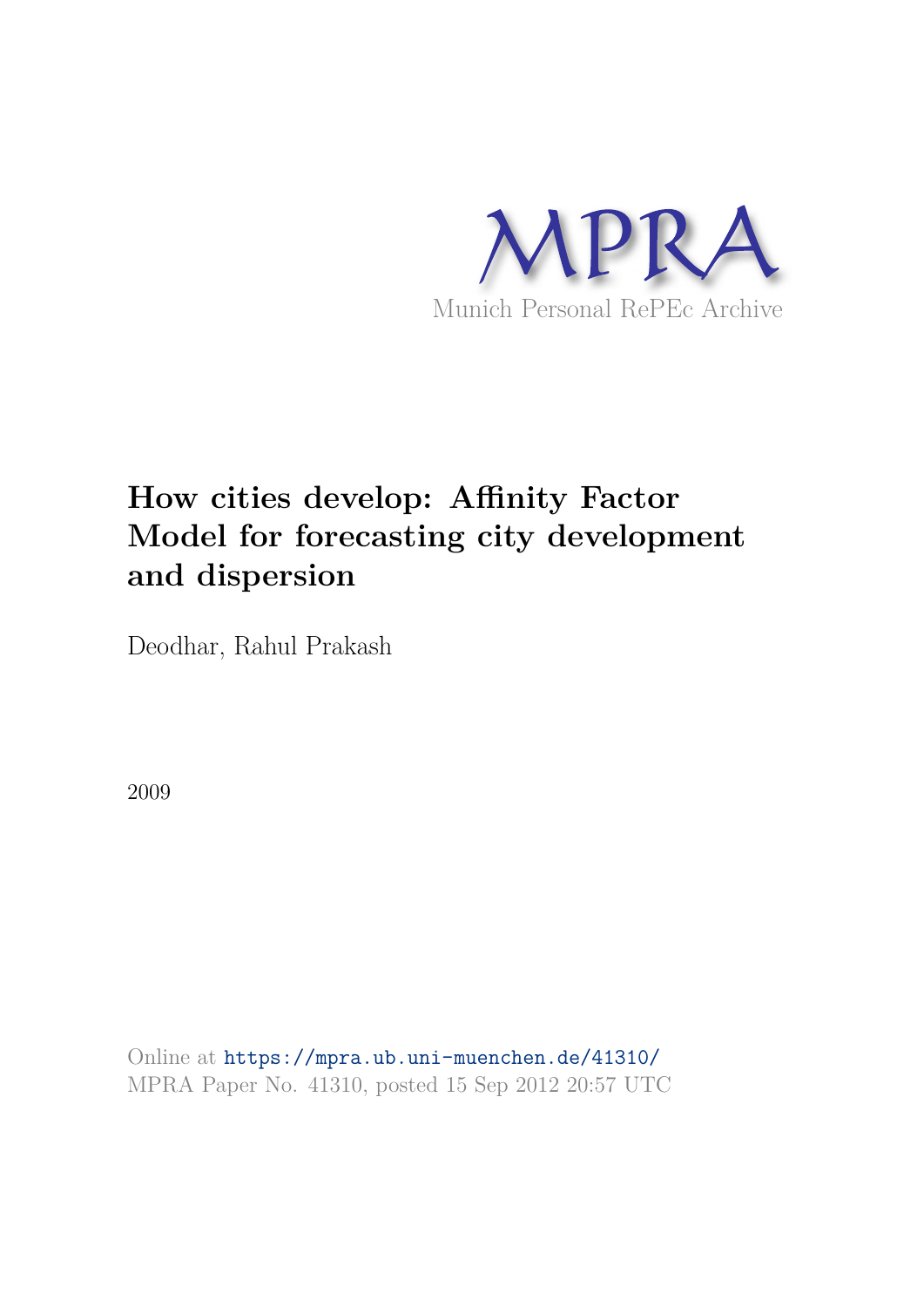MPRA

Munich Personal RePEc Archive

# How cities develop: Affinity Factor Model for forecasting city development and dispersion

Deodhar, Rahul Prakash

2009

Online at https://mpra.ub.uni-muenchen.de/41310/
MPRA Paper No. 41310, posted 15 Sep 2012 20:57 UTC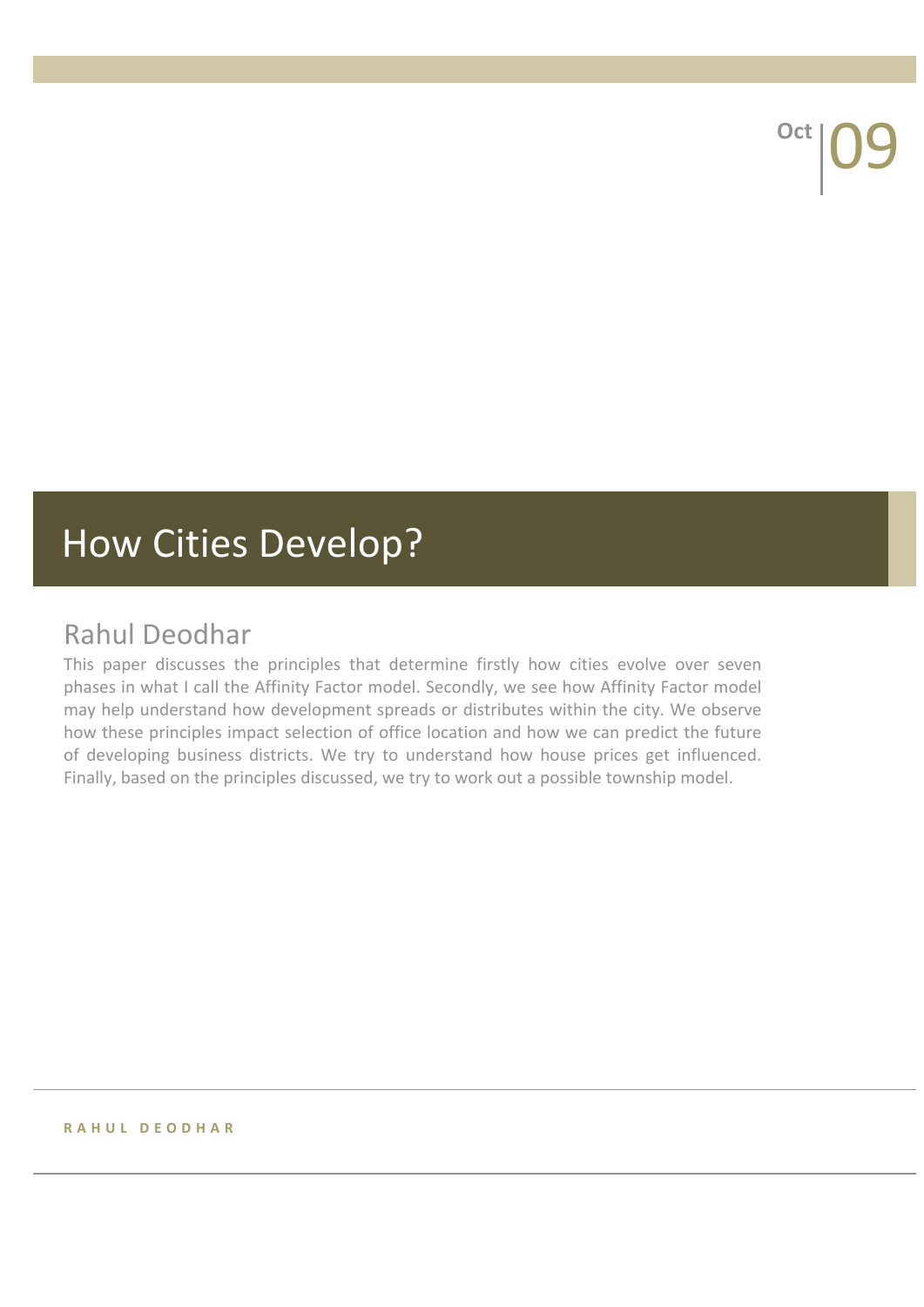Oct | 09

# How Cities Develop?

## Rahul Deodhar

This paper discusses the principles that determine firstly how cities evolve over seven phases in what I call the Affinity Factor model. Secondly, we see how Affinity Factor model may help understand how development spreads or distributes within the city. We observe how these principles impact selection of office location and how we can predict the future of developing business districts. We try to understand how house prices get influenced. Finally, based on the principles discussed, we try to work out a possible township model.

RAHUL DEODHAR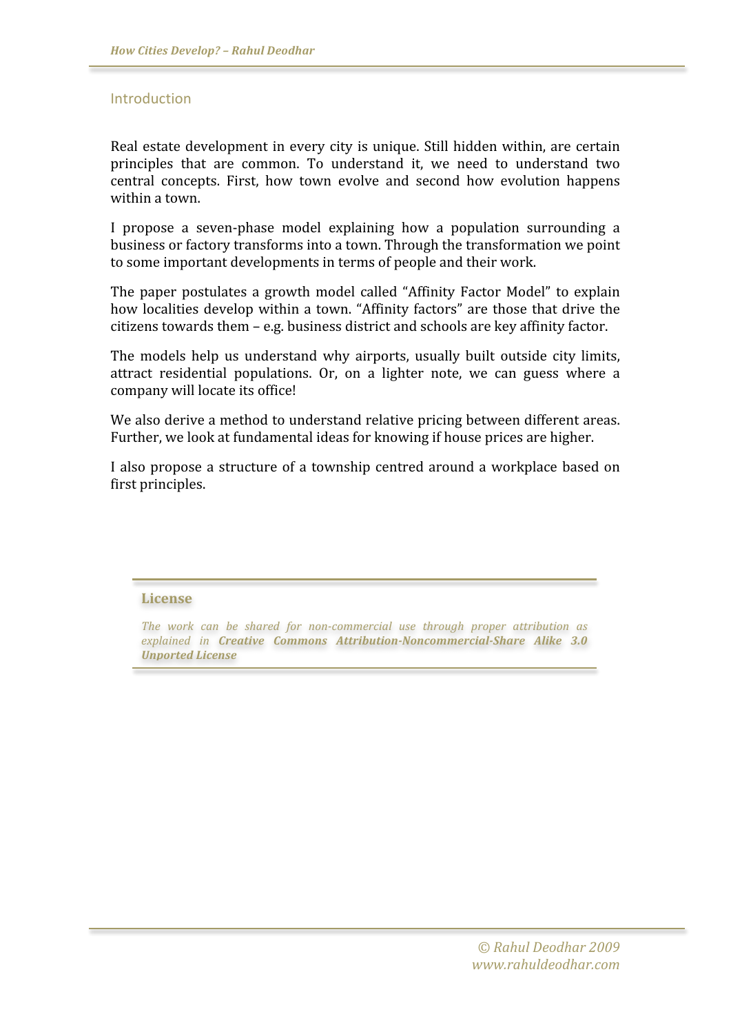## Introduction

Real estate development in every city is unique. Still hidden within, are certain principles that are common. To understand it, we need to understand two central concepts. First, how town evolve and second how evolution happens within a town.

I propose a seven-phase model explaining how a population surrounding a business or factory transforms into a town. Through the transformation we point to some important developments in terms of people and their work.

The paper postulates a growth model called "Affinity Factor Model" to explain how localities develop within a town. "Affinity factors" are those that drive the citizens towards them – e.g. business district and schools are key affinity factor.

The models help us understand why airports, usually built outside city limits, attract residential populations. Or, on a lighter note, we can guess where a company will locate its office!

We also derive a method to understand relative pricing between different areas. Further, we look at fundamental ideas for knowing if house prices are higher.

I also propose a structure of a township centred around a workplace based on first principles.

### License

*The work can be shared for non-commercial use through proper attribution as explained in* ***Creative Commons Attribution-Noncommercial-Share Alike 3.0 Unported License***

*© Rahul Deodhar 2009*
*www.rahuldeodhar.com*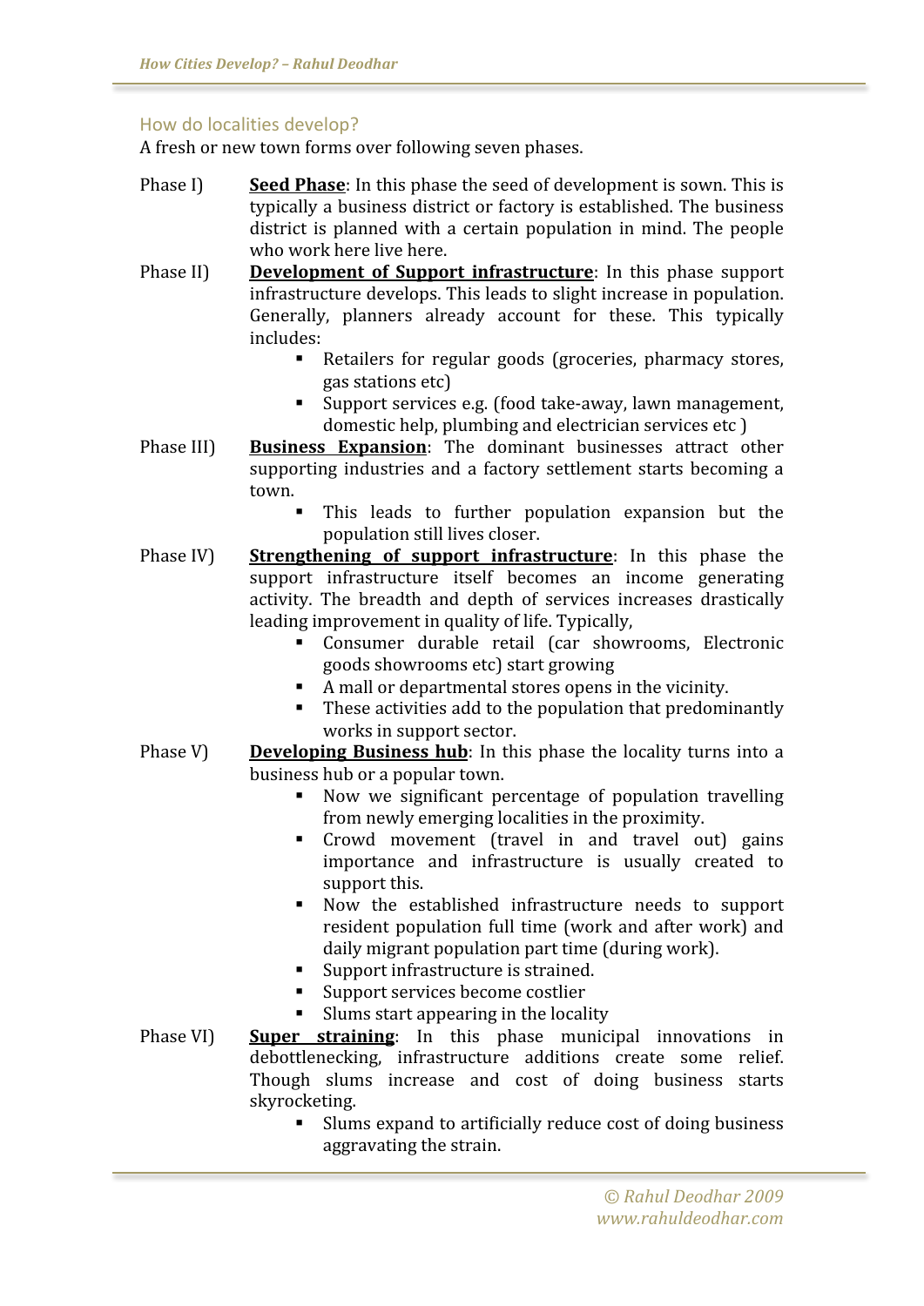## How do localities develop?

A fresh or new town forms over following seven phases.

Phase I) **<u>Seed Phase</u>**: In this phase the seed of development is sown. This is typically a business district or factory is established. The business district is planned with a certain population in mind. The people who work here live here.

Phase II) **<u>Development of Support infrastructure</u>**: In this phase support infrastructure develops. This leads to slight increase in population. Generally, planners already account for these. This typically includes:

- Retailers for regular goods (groceries, pharmacy stores, gas stations etc)
- Support services e.g. (food take-away, lawn management, domestic help, plumbing and electrician services etc )

Phase III) **<u>Business Expansion</u>**: The dominant businesses attract other supporting industries and a factory settlement starts becoming a town.

- This leads to further population expansion but the population still lives closer.

Phase IV) **<u>Strengthening of support infrastructure</u>**: In this phase the support infrastructure itself becomes an income generating activity. The breadth and depth of services increases drastically leading improvement in quality of life. Typically,

- Consumer durable retail (car showrooms, Electronic goods showrooms etc) start growing
- A mall or departmental stores opens in the vicinity.
- These activities add to the population that predominantly works in support sector.

Phase V) **<u>Developing Business hub</u>**: In this phase the locality turns into a business hub or a popular town.

- Now we significant percentage of population travelling from newly emerging localities in the proximity.
- Crowd movement (travel in and travel out) gains importance and infrastructure is usually created to support this.
- Now the established infrastructure needs to support resident population full time (work and after work) and daily migrant population part time (during work).
- Support infrastructure is strained.
- Support services become costlier
- Slums start appearing in the locality

Phase VI) **<u>Super straining</u>**: In this phase municipal innovations in debottlenecking, infrastructure additions create some relief. Though slums increase and cost of doing business starts skyrocketing.

- Slums expand to artificially reduce cost of doing business aggravating the strain.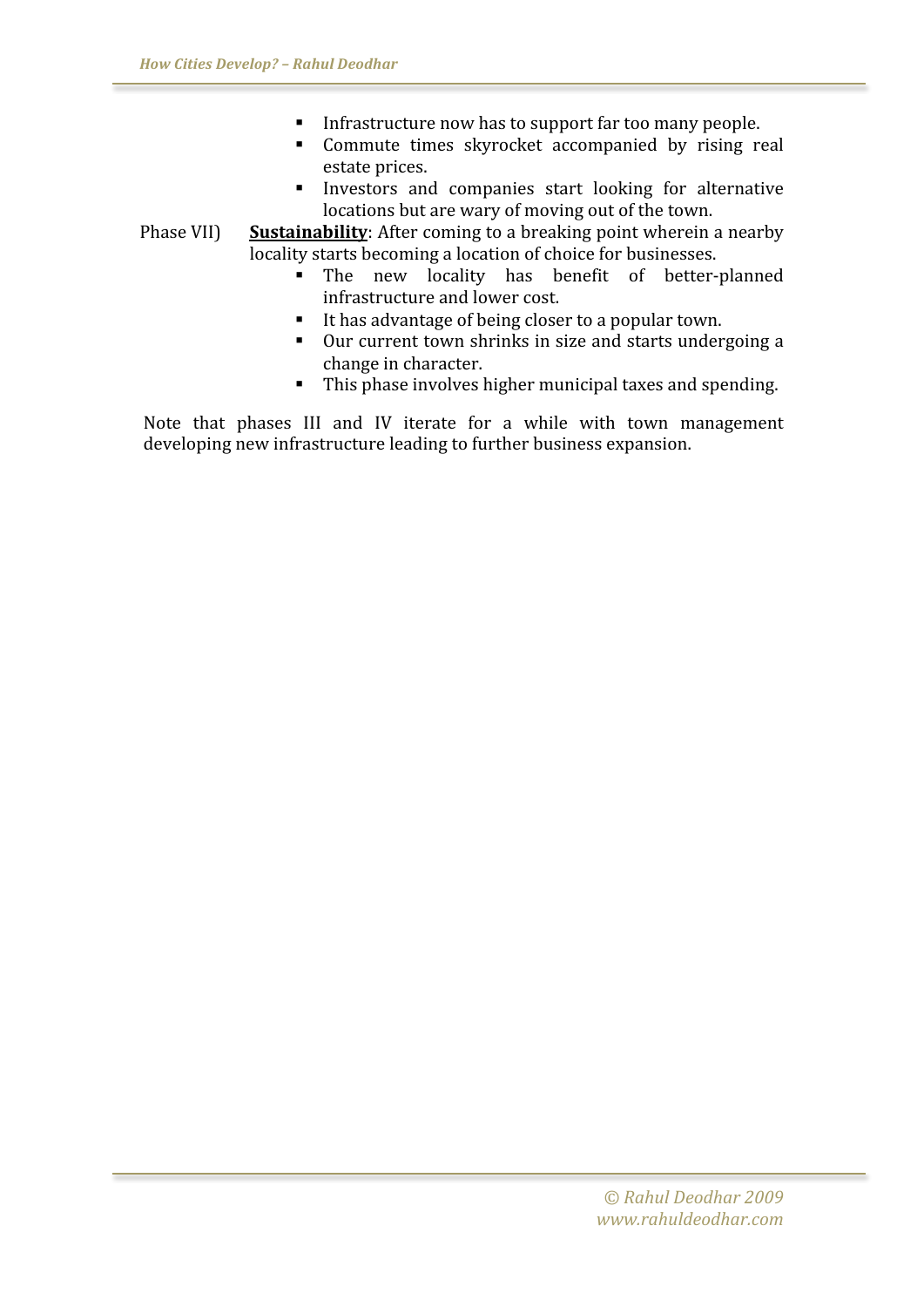- Infrastructure now has to support far too many people.
- Commute times skyrocket accompanied by rising real estate prices.
- Investors and companies start looking for alternative locations but are wary of moving out of the town.

Phase VII) **Sustainability**: After coming to a breaking point wherein a nearby locality starts becoming a location of choice for businesses.

- The new locality has benefit of better-planned infrastructure and lower cost.
- It has advantage of being closer to a popular town.
- Our current town shrinks in size and starts undergoing a change in character.
- This phase involves higher municipal taxes and spending.

Note that phases III and IV iterate for a while with town management developing new infrastructure leading to further business expansion.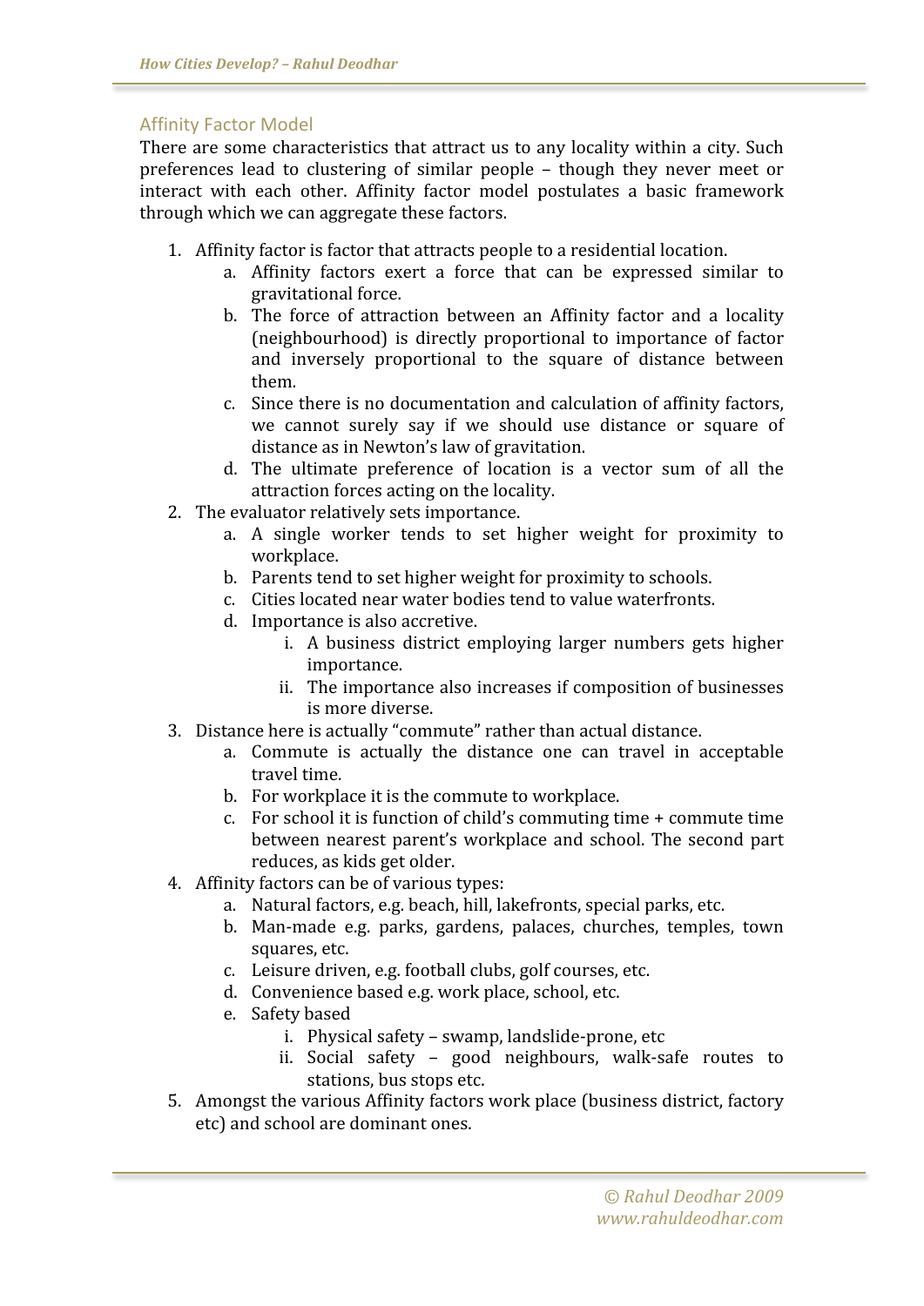## Affinity Factor Model

There are some characteristics that attract us to any locality within a city. Such preferences lead to clustering of similar people – though they never meet or interact with each other. Affinity factor model postulates a basic framework through which we can aggregate these factors.

1. Affinity factor is factor that attracts people to a residential location.
    a. Affinity factors exert a force that can be expressed similar to gravitational force.
    b. The force of attraction between an Affinity factor and a locality (neighbourhood) is directly proportional to importance of factor and inversely proportional to the square of distance between them.
    c. Since there is no documentation and calculation of affinity factors, we cannot surely say if we should use distance or square of distance as in Newton's law of gravitation.
    d. The ultimate preference of location is a vector sum of all the attraction forces acting on the locality.
2. The evaluator relatively sets importance.
    a. A single worker tends to set higher weight for proximity to workplace.
    b. Parents tend to set higher weight for proximity to schools.
    c. Cities located near water bodies tend to value waterfronts.
    d. Importance is also accretive.
        i. A business district employing larger numbers gets higher importance.
        ii. The importance also increases if composition of businesses is more diverse.
3. Distance here is actually "commute" rather than actual distance.
    a. Commute is actually the distance one can travel in acceptable travel time.
    b. For workplace it is the commute to workplace.
    c. For school it is function of child's commuting time + commute time between nearest parent's workplace and school. The second part reduces, as kids get older.
4. Affinity factors can be of various types:
    a. Natural factors, e.g. beach, hill, lakefronts, special parks, etc.
    b. Man-made e.g. parks, gardens, palaces, churches, temples, town squares, etc.
    c. Leisure driven, e.g. football clubs, golf courses, etc.
    d. Convenience based e.g. work place, school, etc.
    e. Safety based
        i. Physical safety – swamp, landslide-prone, etc
        ii. Social safety – good neighbours, walk-safe routes to stations, bus stops etc.
5. Amongst the various Affinity factors work place (business district, factory etc) and school are dominant ones.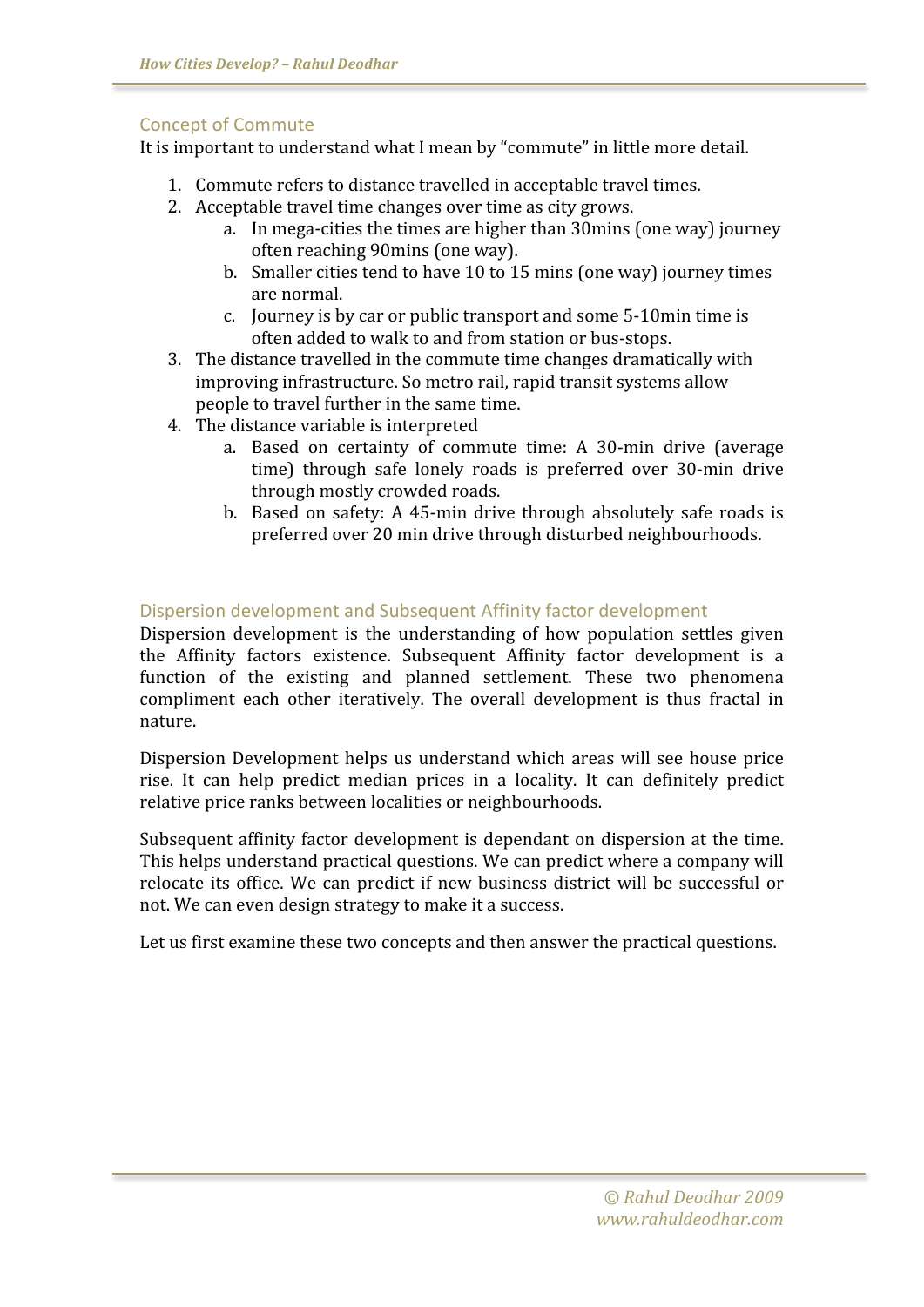## Concept of Commute

It is important to understand what I mean by "commute" in little more detail.

1. Commute refers to distance travelled in acceptable travel times.
2. Acceptable travel time changes over time as city grows.
   a. In mega-cities the times are higher than 30mins (one way) journey often reaching 90mins (one way).
   b. Smaller cities tend to have 10 to 15 mins (one way) journey times are normal.
   c. Journey is by car or public transport and some 5-10min time is often added to walk to and from station or bus-stops.
3. The distance travelled in the commute time changes dramatically with improving infrastructure. So metro rail, rapid transit systems allow people to travel further in the same time.
4. The distance variable is interpreted
   a. Based on certainty of commute time: A 30-min drive (average time) through safe lonely roads is preferred over 30-min drive through mostly crowded roads.
   b. Based on safety: A 45-min drive through absolutely safe roads is preferred over 20 min drive through disturbed neighbourhoods.

## Dispersion development and Subsequent Affinity factor development

Dispersion development is the understanding of how population settles given the Affinity factors existence. Subsequent Affinity factor development is a function of the existing and planned settlement. These two phenomena compliment each other iteratively. The overall development is thus fractal in nature.

Dispersion Development helps us understand which areas will see house price rise. It can help predict median prices in a locality. It can definitely predict relative price ranks between localities or neighbourhoods.

Subsequent affinity factor development is dependant on dispersion at the time. This helps understand practical questions. We can predict where a company will relocate its office. We can predict if new business district will be successful or not. We can even design strategy to make it a success.

Let us first examine these two concepts and then answer the practical questions.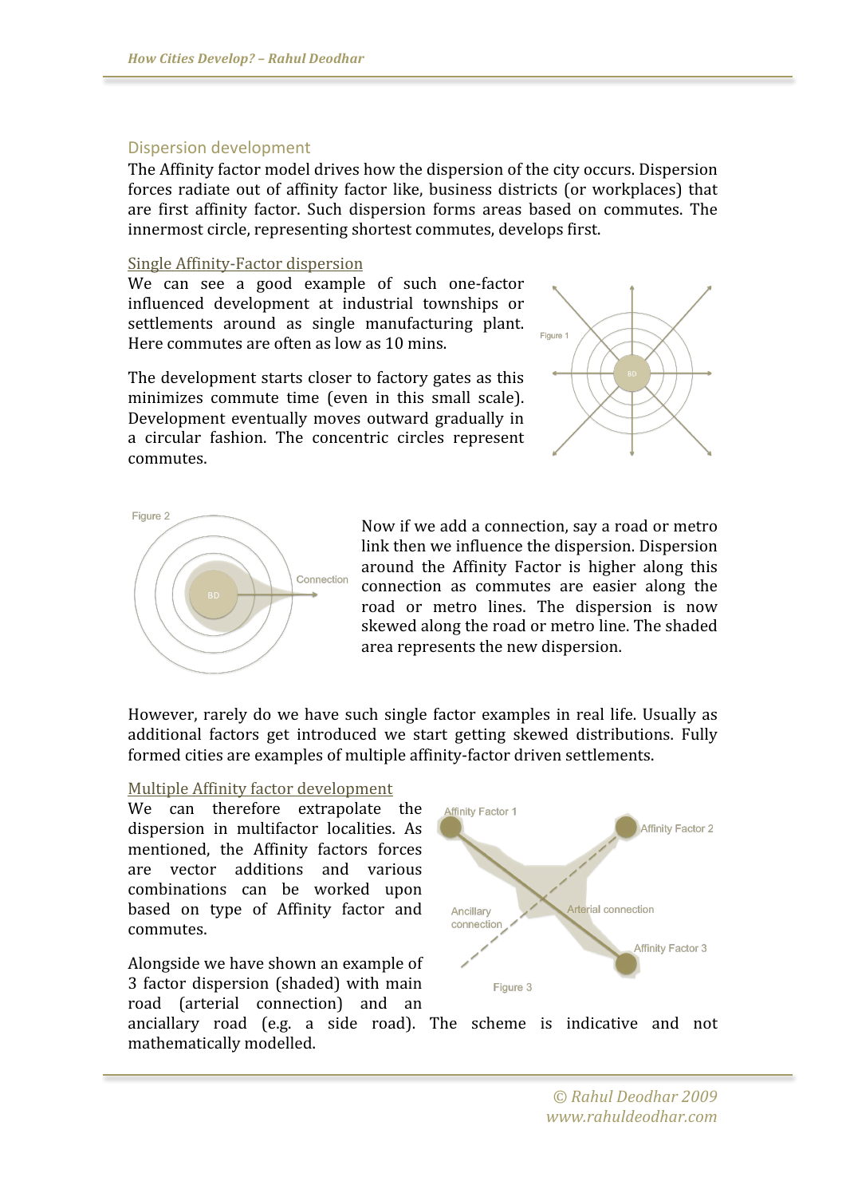## Dispersion development

The Affinity factor model drives how the dispersion of the city occurs. Dispersion forces radiate out of affinity factor like, business districts (or workplaces) that are first affinity factor. Such dispersion forms areas based on commutes. The innermost circle, representing shortest commutes, develops first.

### Single Affinity-Factor dispersion

We can see a good example of such one-factor influenced development at industrial townships or settlements around as single manufacturing plant. Here commutes are often as low as 10 mins.

The development starts closer to factory gates as this minimizes commute time (even in this small scale). Development eventually moves outward gradually in a circular fashion. The concentric circles represent commutes.

Figure 1

Figure 2

Now if we add a connection, say a road or metro link then we influence the dispersion. Dispersion around the Affinity Factor is higher along this connection as commutes are easier along the road or metro lines. The dispersion is now skewed along the road or metro line. The shaded area represents the new dispersion.

However, rarely do we have such single factor examples in real life. Usually as additional factors get introduced we start getting skewed distributions. Fully formed cities are examples of multiple affinity-factor driven settlements.

### Multiple Affinity factor development

We can therefore extrapolate the dispersion in multifactor localities. As mentioned, the Affinity factors forces are vector additions and various combinations can be worked upon based on type of Affinity factor and commutes.

Alongside we have shown an example of 3 factor dispersion (shaded) with main road (arterial connection) and an anciallary road (e.g. a side road). The scheme is indicative and not mathematically modelled.

Figure 3

© Rahul Deodhar 2009
www.rahuldeodhar.com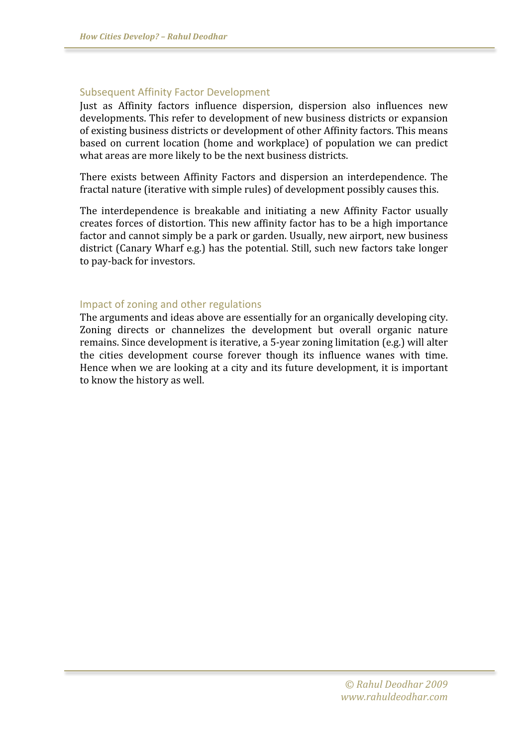## Subsequent Affinity Factor Development

Just as Affinity factors influence dispersion, dispersion also influences new developments. This refer to development of new business districts or expansion of existing business districts or development of other Affinity factors. This means based on current location (home and workplace) of population we can predict what areas are more likely to be the next business districts.

There exists between Affinity Factors and dispersion an interdependence. The fractal nature (iterative with simple rules) of development possibly causes this.

The interdependence is breakable and initiating a new Affinity Factor usually creates forces of distortion. This new affinity factor has to be a high importance factor and cannot simply be a park or garden. Usually, new airport, new business district (Canary Wharf e.g.) has the potential. Still, such new factors take longer to pay-back for investors.

## Impact of zoning and other regulations

The arguments and ideas above are essentially for an organically developing city. Zoning directs or channelizes the development but overall organic nature remains. Since development is iterative, a 5-year zoning limitation (e.g.) will alter the cities development course forever though its influence wanes with time. Hence when we are looking at a city and its future development, it is important to know the history as well.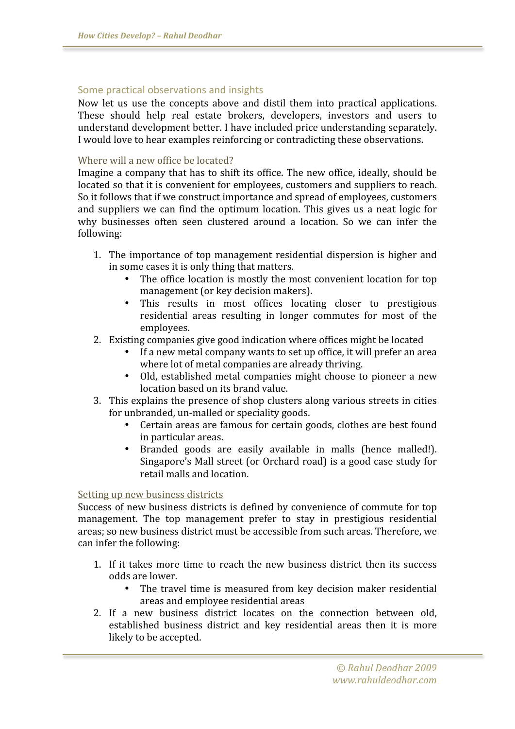## Some practical observations and insights

Now let us use the concepts above and distil them into practical applications. These should help real estate brokers, developers, investors and users to understand development better. I have included price understanding separately. I would love to hear examples reinforcing or contradicting these observations.

### Where will a new office be located?

Imagine a company that has to shift its office. The new office, ideally, should be located so that it is convenient for employees, customers and suppliers to reach. So it follows that if we construct importance and spread of employees, customers and suppliers we can find the optimum location. This gives us a neat logic for why businesses often seen clustered around a location. So we can infer the following:

1. The importance of top management residential dispersion is higher and in some cases it is only thing that matters.
    - The office location is mostly the most convenient location for top management (or key decision makers).
    - This results in most offices locating closer to prestigious residential areas resulting in longer commutes for most of the employees.
2. Existing companies give good indication where offices might be located
    - If a new metal company wants to set up office, it will prefer an area where lot of metal companies are already thriving.
    - Old, established metal companies might choose to pioneer a new location based on its brand value.
3. This explains the presence of shop clusters along various streets in cities for unbranded, un-malled or speciality goods.
    - Certain areas are famous for certain goods, clothes are best found in particular areas.
    - Branded goods are easily available in malls (hence malled!). Singapore's Mall street (or Orchard road) is a good case study for retail malls and location.

### Setting up new business districts

Success of new business districts is defined by convenience of commute for top management. The top management prefer to stay in prestigious residential areas; so new business district must be accessible from such areas. Therefore, we can infer the following:

1. If it takes more time to reach the new business district then its success odds are lower.
    - The travel time is measured from key decision maker residential areas and employee residential areas
2. If a new business district locates on the connection between old, established business district and key residential areas then it is more likely to be accepted.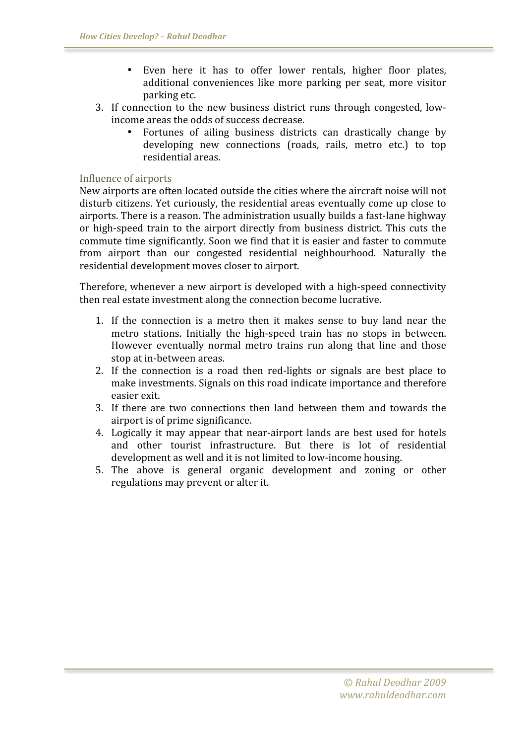- Even here it has to offer lower rentals, higher floor plates, additional conveniences like more parking per seat, more visitor parking etc.
3. If connection to the new business district runs through congested, low-income areas the odds of success decrease.
    - Fortunes of ailing business districts can drastically change by developing new connections (roads, rails, metro etc.) to top residential areas.

## Influence of airports

New airports are often located outside the cities where the aircraft noise will not disturb citizens. Yet curiously, the residential areas eventually come up close to airports. There is a reason. The administration usually builds a fast-lane highway or high-speed train to the airport directly from business district. This cuts the commute time significantly. Soon we find that it is easier and faster to commute from airport than our congested residential neighbourhood. Naturally the residential development moves closer to airport.

Therefore, whenever a new airport is developed with a high-speed connectivity then real estate investment along the connection become lucrative.

1. If the connection is a metro then it makes sense to buy land near the metro stations. Initially the high-speed train has no stops in between. However eventually normal metro trains run along that line and those stop at in-between areas.
2. If the connection is a road then red-lights or signals are best place to make investments. Signals on this road indicate importance and therefore easier exit.
3. If there are two connections then land between them and towards the airport is of prime significance.
4. Logically it may appear that near-airport lands are best used for hotels and other tourist infrastructure. But there is lot of residential development as well and it is not limited to low-income housing.
5. The above is general organic development and zoning or other regulations may prevent or alter it.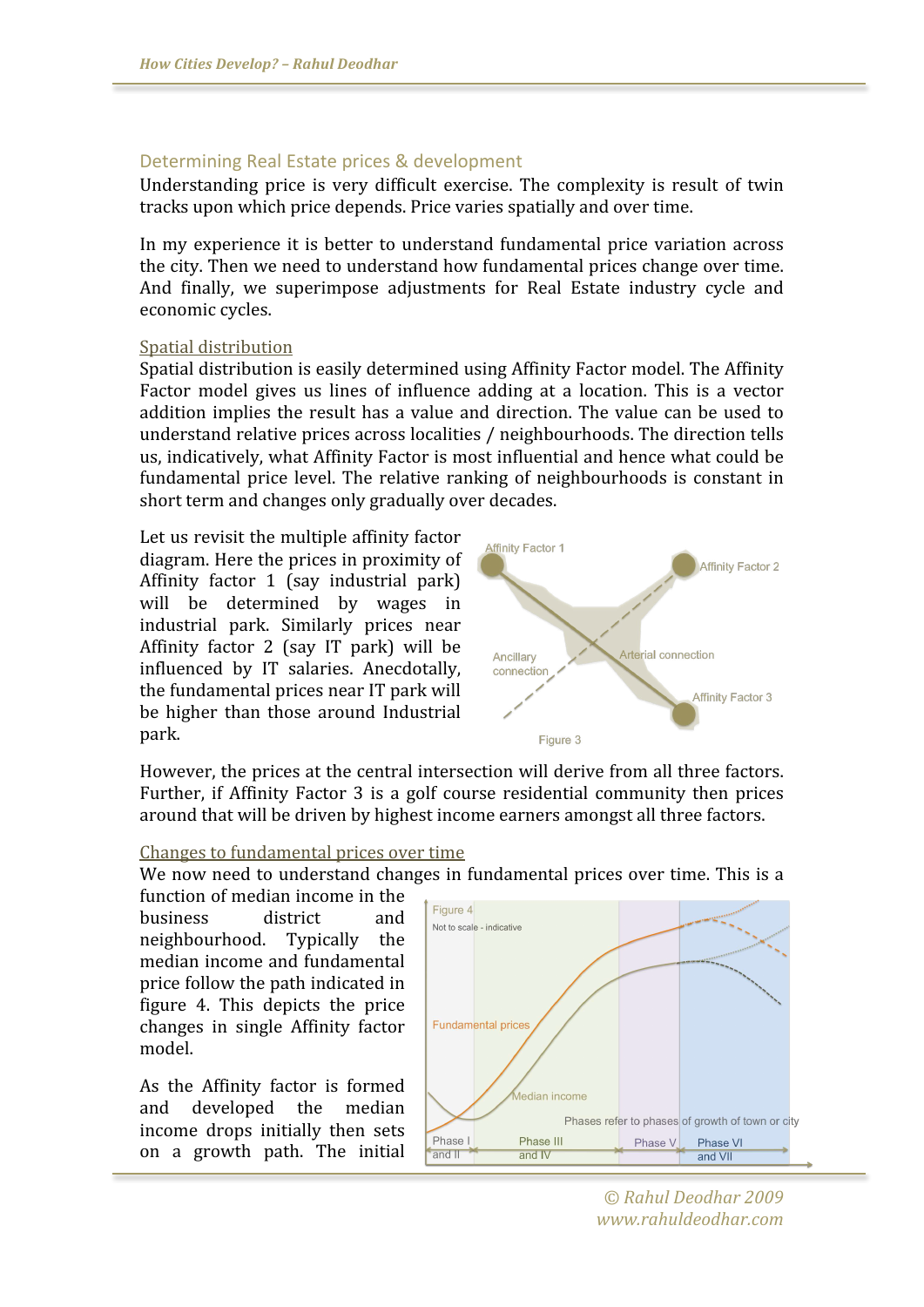## Determining Real Estate prices & development

Understanding price is very difficult exercise. The complexity is result of twin tracks upon which price depends. Price varies spatially and over time.

In my experience it is better to understand fundamental price variation across the city. Then we need to understand how fundamental prices change over time. And finally, we superimpose adjustments for Real Estate industry cycle and economic cycles.

### Spatial distribution

Spatial distribution is easily determined using Affinity Factor model. The Affinity Factor model gives us lines of influence adding at a location. This is a vector addition implies the result has a value and direction. The value can be used to understand relative prices across localities / neighbourhoods. The direction tells us, indicatively, what Affinity Factor is most influential and hence what could be fundamental price level. The relative ranking of neighbourhoods is constant in short term and changes only gradually over decades.

Let us revisit the multiple affinity factor diagram. Here the prices in proximity of Affinity factor 1 (say industrial park) will be determined by wages in industrial park. Similarly prices near Affinity factor 2 (say IT park) will be influenced by IT salaries. Anecdotally, the fundamental prices near IT park will be higher than those around Industrial park.

Figure 3

However, the prices at the central intersection will derive from all three factors. Further, if Affinity Factor 3 is a golf course residential community then prices around that will be driven by highest income earners amongst all three factors.

### Changes to fundamental prices over time

We now need to understand changes in fundamental prices over time. This is a function of median income in the business district and neighbourhood. Typically the median income and fundamental price follow the path indicated in figure 4. This depicts the price changes in single Affinity factor model.

As the Affinity factor is formed and developed the median income drops initially then sets on a growth path. The initial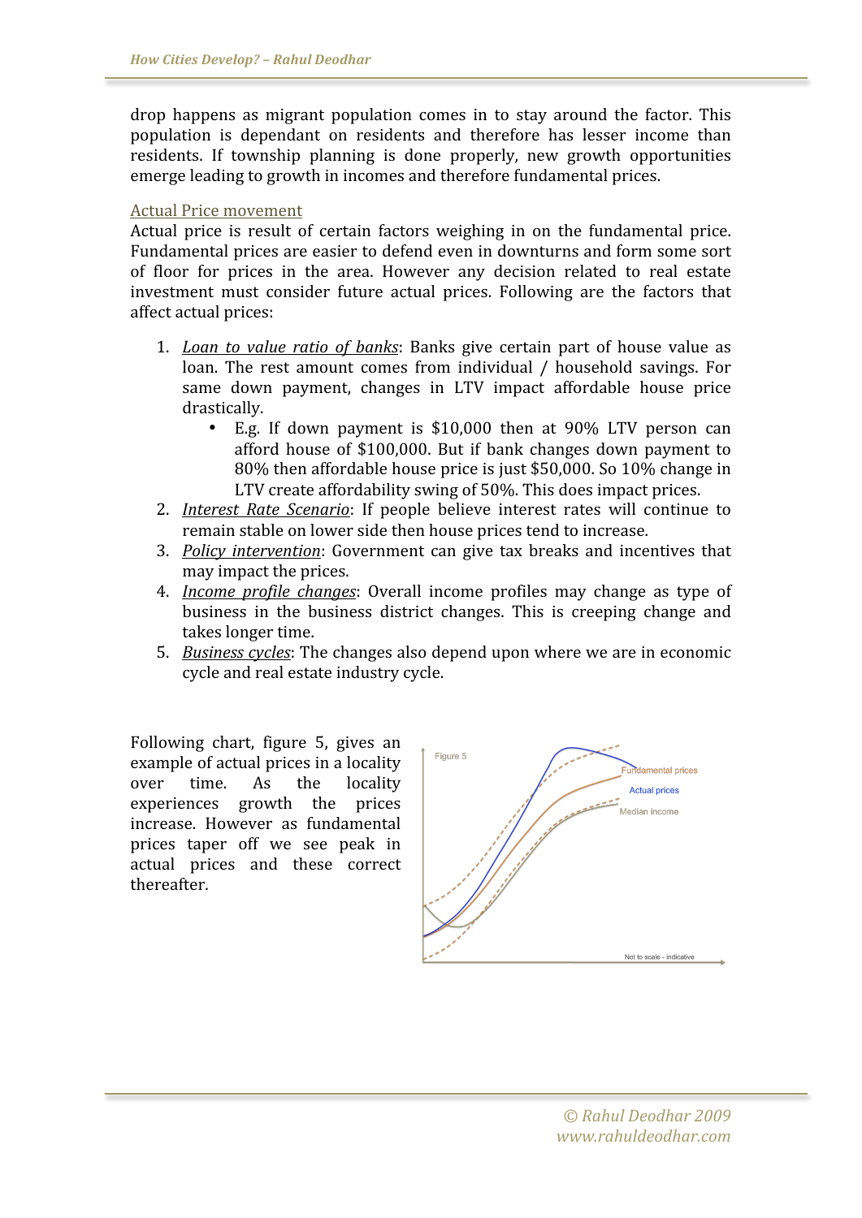drop happens as migrant population comes in to stay around the factor. This population is dependant on residents and therefore has lesser income than residents. If township planning is done properly, new growth opportunities emerge leading to growth in incomes and therefore fundamental prices.

## Actual Price movement

Actual price is result of certain factors weighing in on the fundamental price. Fundamental prices are easier to defend even in downturns and form some sort of floor for prices in the area. However any decision related to real estate investment must consider future actual prices. Following are the factors that affect actual prices:

1. *Loan to value ratio of banks*: Banks give certain part of house value as loan. The rest amount comes from individual / household savings. For same down payment, changes in LTV impact affordable house price drastically.
   - E.g. If down payment is $10,000 then at 90% LTV person can afford house of $100,000. But if bank changes down payment to 80% then affordable house price is just $50,000. So 10% change in LTV create affordability swing of 50%. This does impact prices.
2. *Interest Rate Scenario*: If people believe interest rates will continue to remain stable on lower side then house prices tend to increase.
3. *Policy intervention*: Government can give tax breaks and incentives that may impact the prices.
4. *Income profile changes*: Overall income profiles may change as type of business in the business district changes. This is creeping change and takes longer time.
5. *Business cycles*: The changes also depend upon where we are in economic cycle and real estate industry cycle.

Following chart, figure 5, gives an example of actual prices in a locality over time. As the locality experiences growth the prices increase. However as fundamental prices taper off we see peak in actual prices and these correct thereafter.

Figure 5

Fundamental prices

Actual prices

Median income

Not to scale - indicative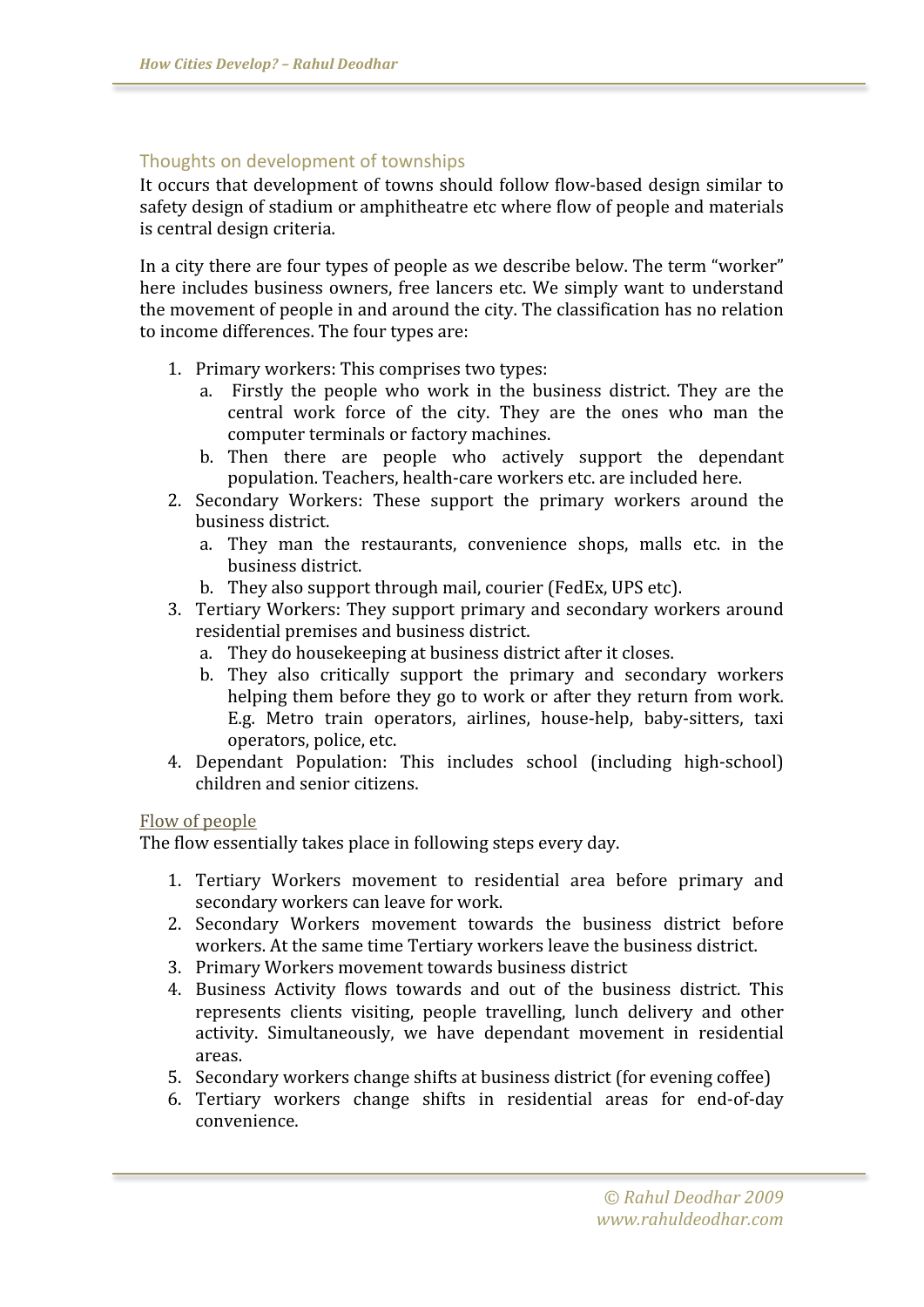## Thoughts on development of townships

It occurs that development of towns should follow flow-based design similar to safety design of stadium or amphitheatre etc where flow of people and materials is central design criteria.

In a city there are four types of people as we describe below. The term "worker" here includes business owners, free lancers etc. We simply want to understand the movement of people in and around the city. The classification has no relation to income differences. The four types are:

1. Primary workers: This comprises two types:
   a. Firstly the people who work in the business district. They are the central work force of the city. They are the ones who man the computer terminals or factory machines.
   b. Then there are people who actively support the dependant population. Teachers, health-care workers etc. are included here.
2. Secondary Workers: These support the primary workers around the business district.
   a. They man the restaurants, convenience shops, malls etc. in the business district.
   b. They also support through mail, courier (FedEx, UPS etc).
3. Tertiary Workers: They support primary and secondary workers around residential premises and business district.
   a. They do housekeeping at business district after it closes.
   b. They also critically support the primary and secondary workers helping them before they go to work or after they return from work. E.g. Metro train operators, airlines, house-help, baby-sitters, taxi operators, police, etc.
4. Dependant Population: This includes school (including high-school) children and senior citizens.

### Flow of people

The flow essentially takes place in following steps every day.

1. Tertiary Workers movement to residential area before primary and secondary workers can leave for work.
2. Secondary Workers movement towards the business district before workers. At the same time Tertiary workers leave the business district.
3. Primary Workers movement towards business district
4. Business Activity flows towards and out of the business district. This represents clients visiting, people travelling, lunch delivery and other activity. Simultaneously, we have dependant movement in residential areas.
5. Secondary workers change shifts at business district (for evening coffee)
6. Tertiary workers change shifts in residential areas for end-of-day convenience.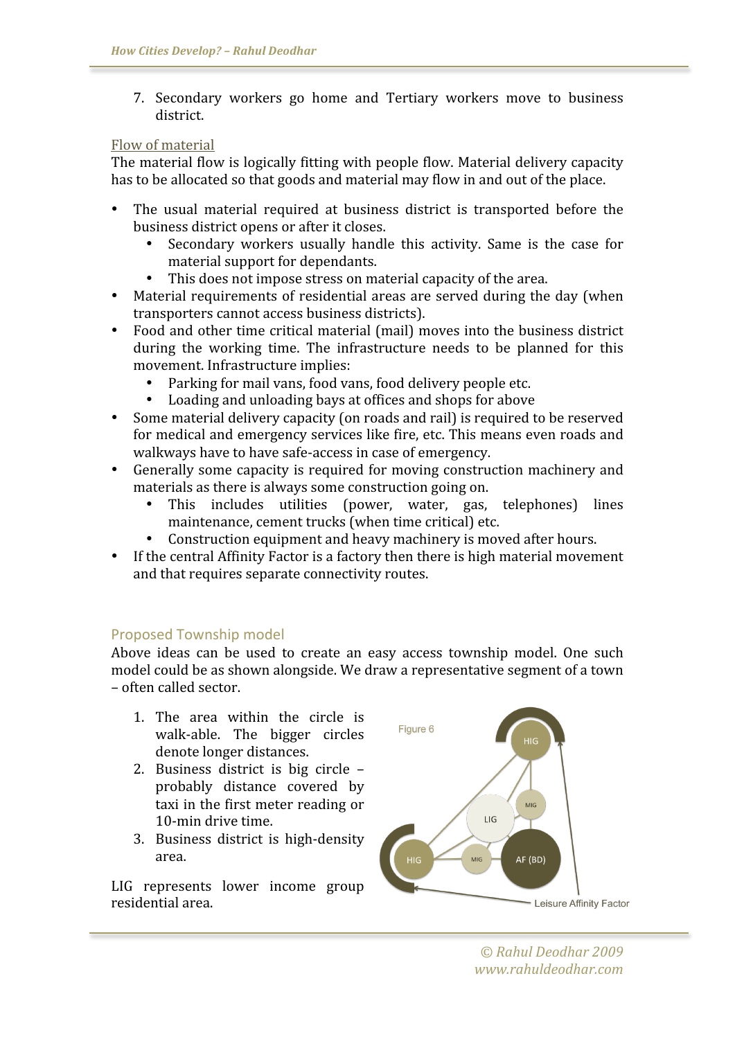7. Secondary workers go home and Tertiary workers move to business district.

## Flow of material

The material flow is logically fitting with people flow. Material delivery capacity has to be allocated so that goods and material may flow in and out of the place.

- The usual material required at business district is transported before the business district opens or after it closes.
  - Secondary workers usually handle this activity. Same is the case for material support for dependants.
  - This does not impose stress on material capacity of the area.
- Material requirements of residential areas are served during the day (when transporters cannot access business districts).
- Food and other time critical material (mail) moves into the business district during the working time. The infrastructure needs to be planned for this movement. Infrastructure implies:
  - Parking for mail vans, food vans, food delivery people etc.
  - Loading and unloading bays at offices and shops for above
- Some material delivery capacity (on roads and rail) is required to be reserved for medical and emergency services like fire, etc. This means even roads and walkways have to have safe-access in case of emergency.
- Generally some capacity is required for moving construction machinery and materials as there is always some construction going on.
  - This includes utilities (power, water, gas, telephones) lines maintenance, cement trucks (when time critical) etc.
  - Construction equipment and heavy machinery is moved after hours.
- If the central Affinity Factor is a factory then there is high material movement and that requires separate connectivity routes.

## Proposed Township model

Above ideas can be used to create an easy access township model. One such model could be as shown alongside. We draw a representative segment of a town – often called sector.

1. The area within the circle is walk-able. The bigger circles denote longer distances.
2. Business district is big circle – probably distance covered by taxi in the first meter reading or 10-min drive time.
3. Business district is high-density area.

LIG represents lower income group residential area.

Figure 6

HIG, MIG, LIG, AF (BD), Leisure Affinity Factor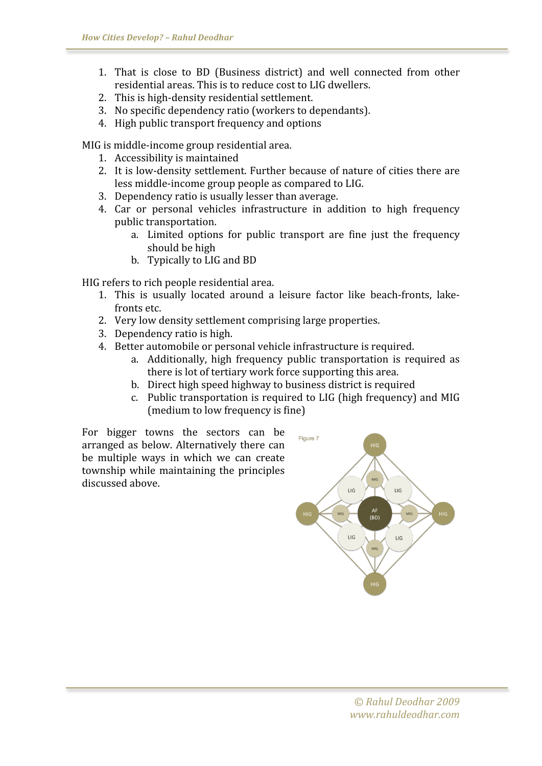1. That is close to BD (Business district) and well connected from other residential areas. This is to reduce cost to LIG dwellers.
2. This is high-density residential settlement.
3. No specific dependency ratio (workers to dependants).
4. High public transport frequency and options

MIG is middle-income group residential area.

1. Accessibility is maintained
2. It is low-density settlement. Further because of nature of cities there are less middle-income group people as compared to LIG.
3. Dependency ratio is usually lesser than average.
4. Car or personal vehicles infrastructure in addition to high frequency public transportation.
    a. Limited options for public transport are fine just the frequency should be high
    b. Typically to LIG and BD

HIG refers to rich people residential area.

1. This is usually located around a leisure factor like beach-fronts, lake-fronts etc.
2. Very low density settlement comprising large properties.
3. Dependency ratio is high.
4. Better automobile or personal vehicle infrastructure is required.
    a. Additionally, high frequency public transportation is required as there is lot of tertiary work force supporting this area.
    b. Direct high speed highway to business district is required
    c. Public transportation is required to LIG (high frequency) and MIG (medium to low frequency is fine)

For bigger towns the sectors can be arranged as below. Alternatively there can be multiple ways in which we can create township while maintaining the principles discussed above.

Figure 7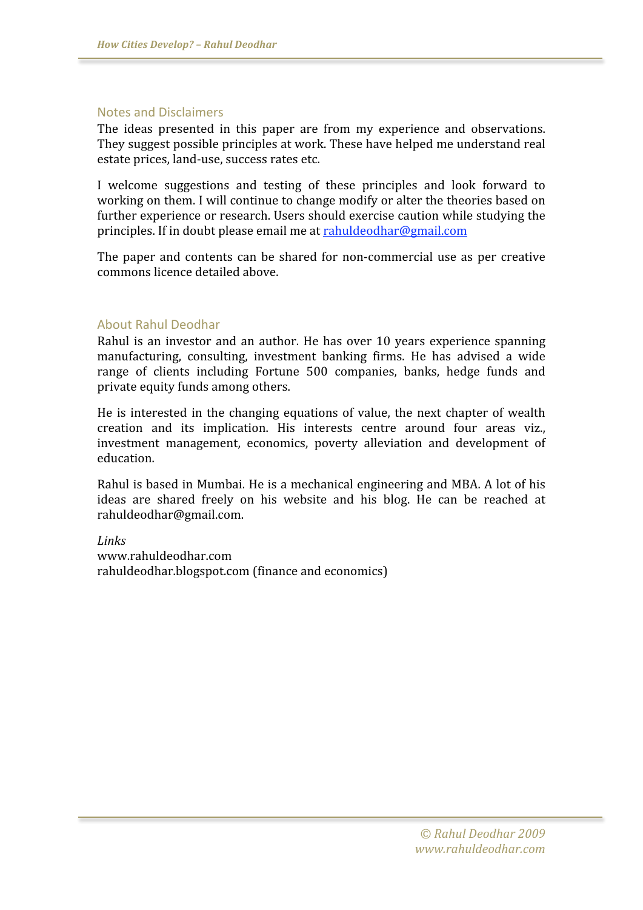## Notes and Disclaimers

The ideas presented in this paper are from my experience and observations. They suggest possible principles at work. These have helped me understand real estate prices, land-use, success rates etc.

I welcome suggestions and testing of these principles and look forward to working on them. I will continue to change modify or alter the theories based on further experience or research. Users should exercise caution while studying the principles. If in doubt please email me at rahuldeodhar@gmail.com

The paper and contents can be shared for non-commercial use as per creative commons licence detailed above.

## About Rahul Deodhar

Rahul is an investor and an author. He has over 10 years experience spanning manufacturing, consulting, investment banking firms. He has advised a wide range of clients including Fortune 500 companies, banks, hedge funds and private equity funds among others.

He is interested in the changing equations of value, the next chapter of wealth creation and its implication. His interests centre around four areas viz., investment management, economics, poverty alleviation and development of education.

Rahul is based in Mumbai. He is a mechanical engineering and MBA. A lot of his ideas are shared freely on his website and his blog. He can be reached at rahuldeodhar@gmail.com.

*Links*
www.rahuldeodhar.com
rahuldeodhar.blogspot.com (finance and economics)